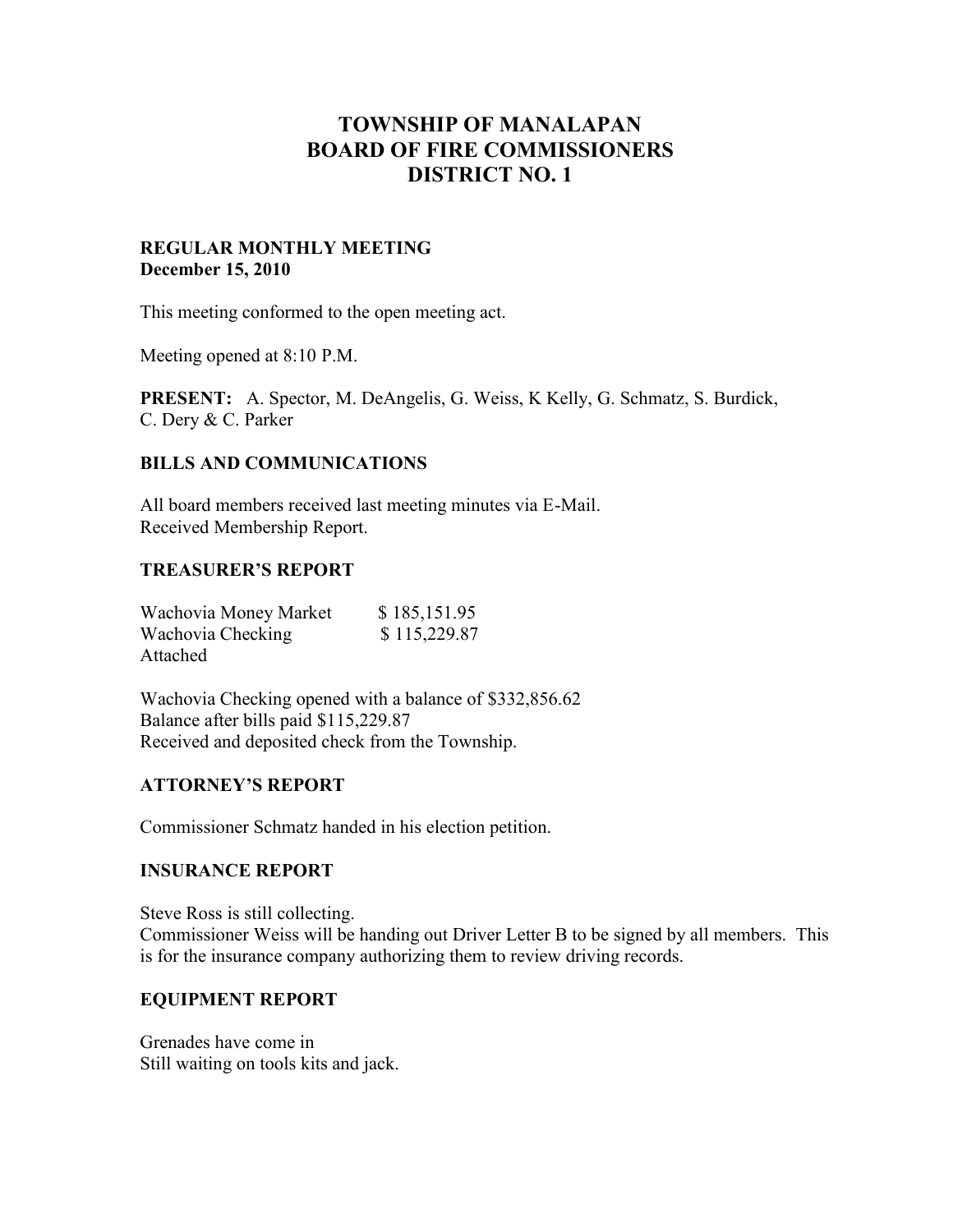# TOWNSHIP OF MANALAPAN
# BOARD OF FIRE COMMISSIONERS
# DISTRICT NO. 1

**REGULAR MONTHLY MEETING**
**December 15, 2010**

This meeting conformed to the open meeting act.

Meeting opened at 8:10 P.M.

**PRESENT:** A. Spector, M. DeAngelis, G. Weiss, K Kelly, G. Schmatz, S. Burdick, C. Dery & C. Parker

## BILLS AND COMMUNICATIONS

All board members received last meeting minutes via E-Mail.
Received Membership Report.

## TREASURER'S REPORT

| | |
|---|---|
| Wachovia Money Market | $ 185,151.95 |
| Wachovia Checking | $ 115,229.87 |

Attached

Wachovia Checking opened with a balance of $332,856.62
Balance after bills paid $115,229.87
Received and deposited check from the Township.

## ATTORNEY'S REPORT

Commissioner Schmatz handed in his election petition.

## INSURANCE REPORT

Steve Ross is still collecting.
Commissioner Weiss will be handing out Driver Letter B to be signed by all members. This is for the insurance company authorizing them to review driving records.

## EQUIPMENT REPORT

Grenades have come in
Still waiting on tools kits and jack.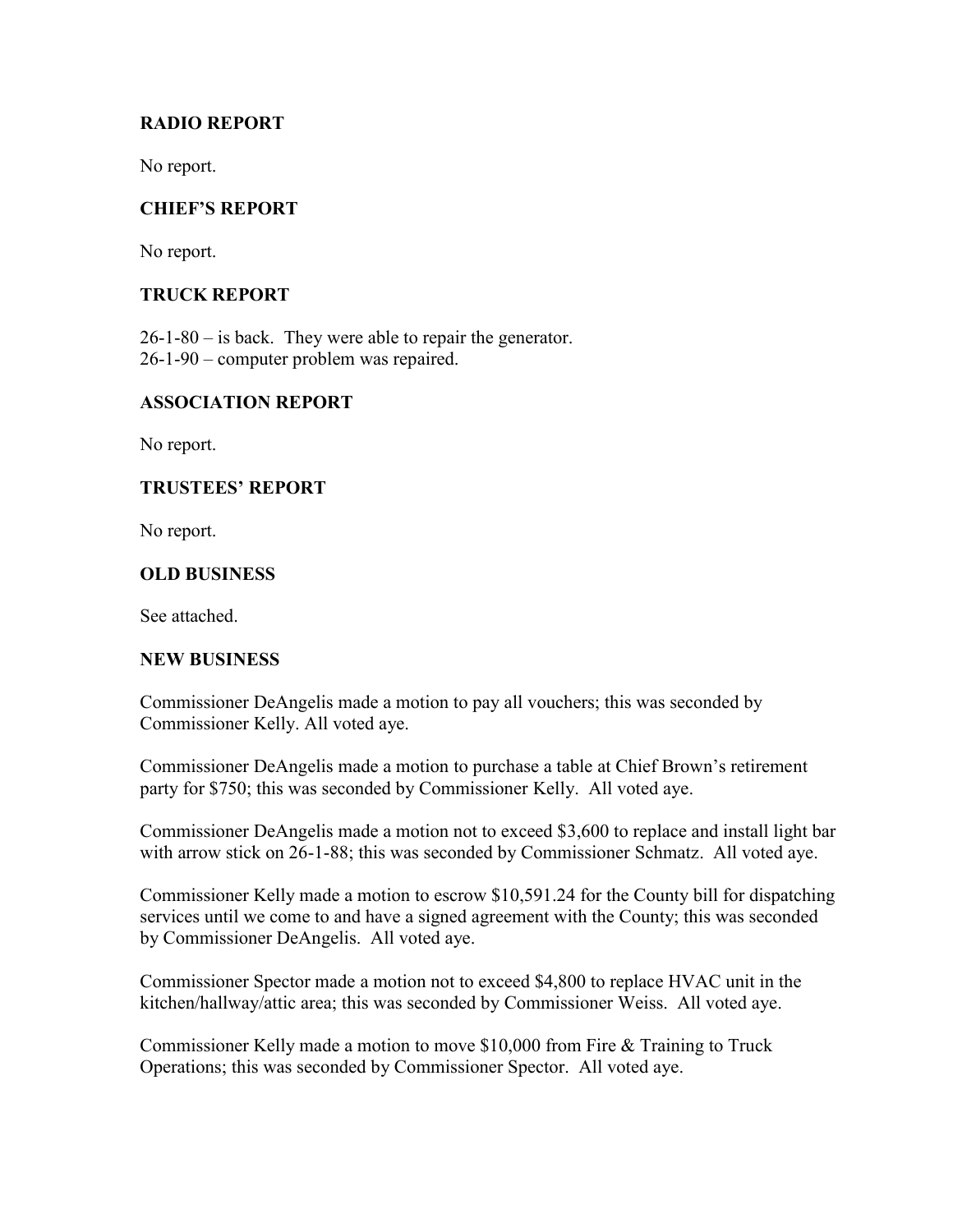## RADIO REPORT

No report.

## CHIEF'S REPORT

No report.

## TRUCK REPORT

26-1-80 – is back. They were able to repair the generator.
26-1-90 – computer problem was repaired.

## ASSOCIATION REPORT

No report.

## TRUSTEES' REPORT

No report.

## OLD BUSINESS

See attached.

## NEW BUSINESS

Commissioner DeAngelis made a motion to pay all vouchers; this was seconded by Commissioner Kelly. All voted aye.

Commissioner DeAngelis made a motion to purchase a table at Chief Brown's retirement party for $750; this was seconded by Commissioner Kelly. All voted aye.

Commissioner DeAngelis made a motion not to exceed $3,600 to replace and install light bar with arrow stick on 26-1-88; this was seconded by Commissioner Schmatz. All voted aye.

Commissioner Kelly made a motion to escrow $10,591.24 for the County bill for dispatching services until we come to and have a signed agreement with the County; this was seconded by Commissioner DeAngelis. All voted aye.

Commissioner Spector made a motion not to exceed $4,800 to replace HVAC unit in the kitchen/hallway/attic area; this was seconded by Commissioner Weiss. All voted aye.

Commissioner Kelly made a motion to move $10,000 from Fire & Training to Truck Operations; this was seconded by Commissioner Spector. All voted aye.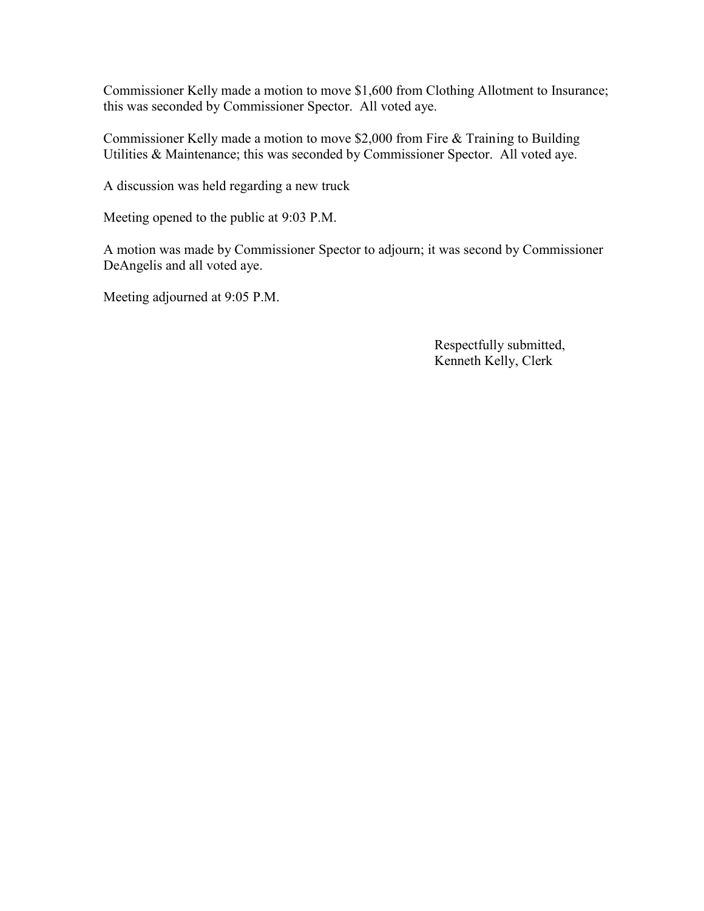Commissioner Kelly made a motion to move $1,600 from Clothing Allotment to Insurance; this was seconded by Commissioner Spector. All voted aye.

Commissioner Kelly made a motion to move $2,000 from Fire & Training to Building Utilities & Maintenance; this was seconded by Commissioner Spector. All voted aye.

A discussion was held regarding a new truck

Meeting opened to the public at 9:03 P.M.

A motion was made by Commissioner Spector to adjourn; it was second by Commissioner DeAngelis and all voted aye.

Meeting adjourned at 9:05 P.M.

Respectfully submitted,
Kenneth Kelly, Clerk